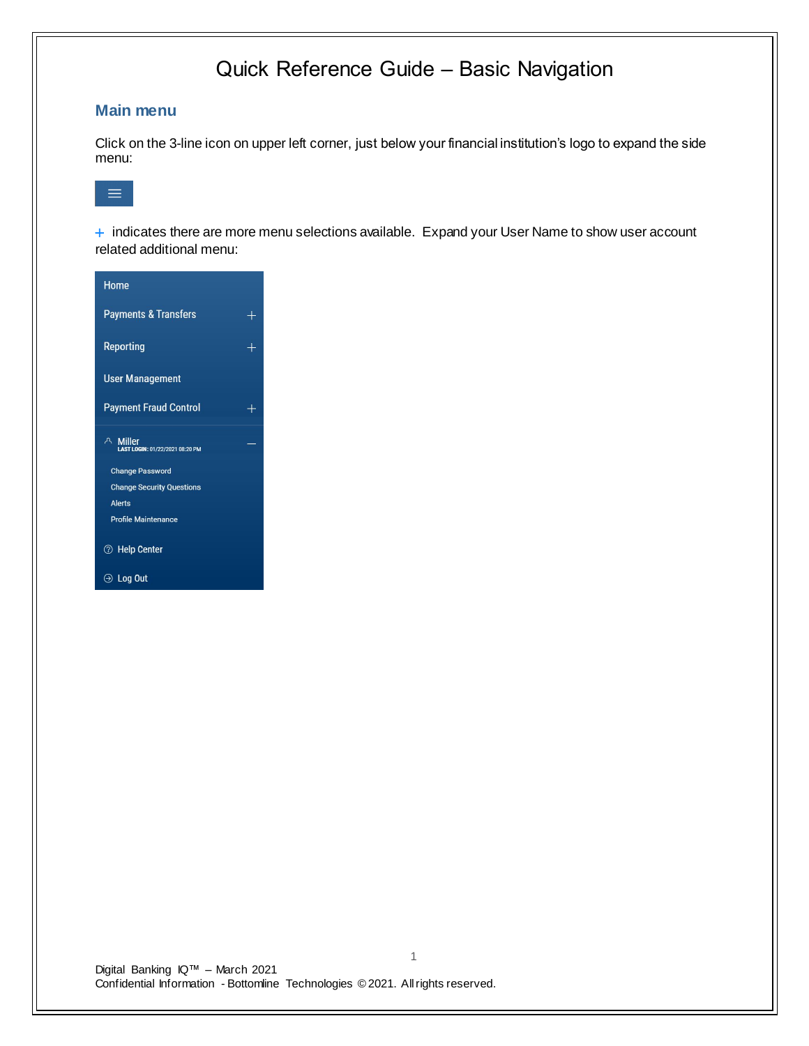# Quick Reference Guide – Basic Navigation

## Main menu

Click on the 3-line icon on upper left corner, just below your financial institution's logo to expand the side menu:

+ indicates there are more menu selections available. Expand your User Name to show user account related additional menu:

- Home
- Payments & Transfers +
- Reporting +
- User Management
- Payment Fraud Control +
- Miller (LAST LOGIN: 01/22/2021 08:20 PM) –
  - Change Password
  - Change Security Questions
  - Alerts
  - Profile Maintenance
- Help Center
- Log Out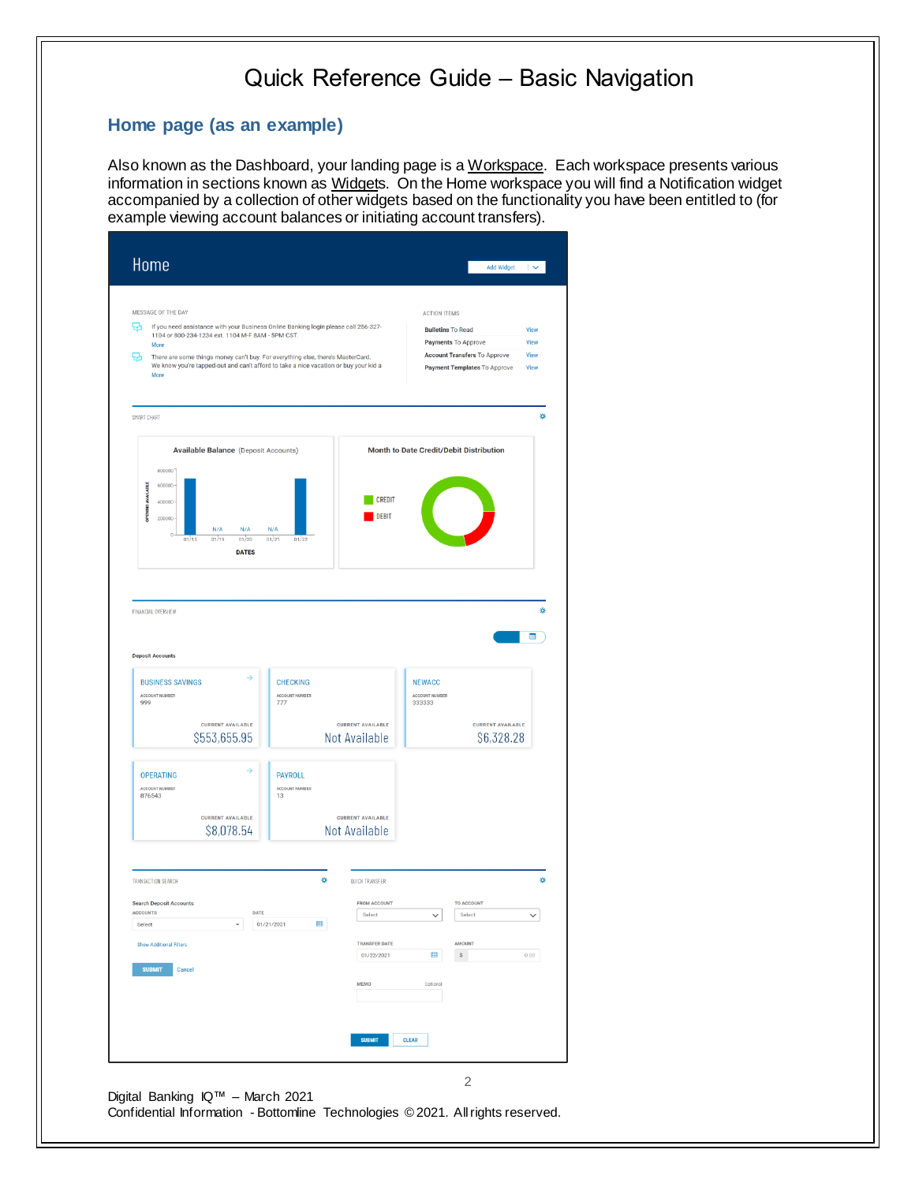# Quick Reference Guide – Basic Navigation

## Home page (as an example)

Also known as the Dashboard, your landing page is a Workspace. Each workspace presents various information in sections known as Widgets. On the Home workspace you will find a Notification widget accompanied by a collection of other widgets based on the functionality you have been entitled to (for example viewing account balances or initiating account transfers).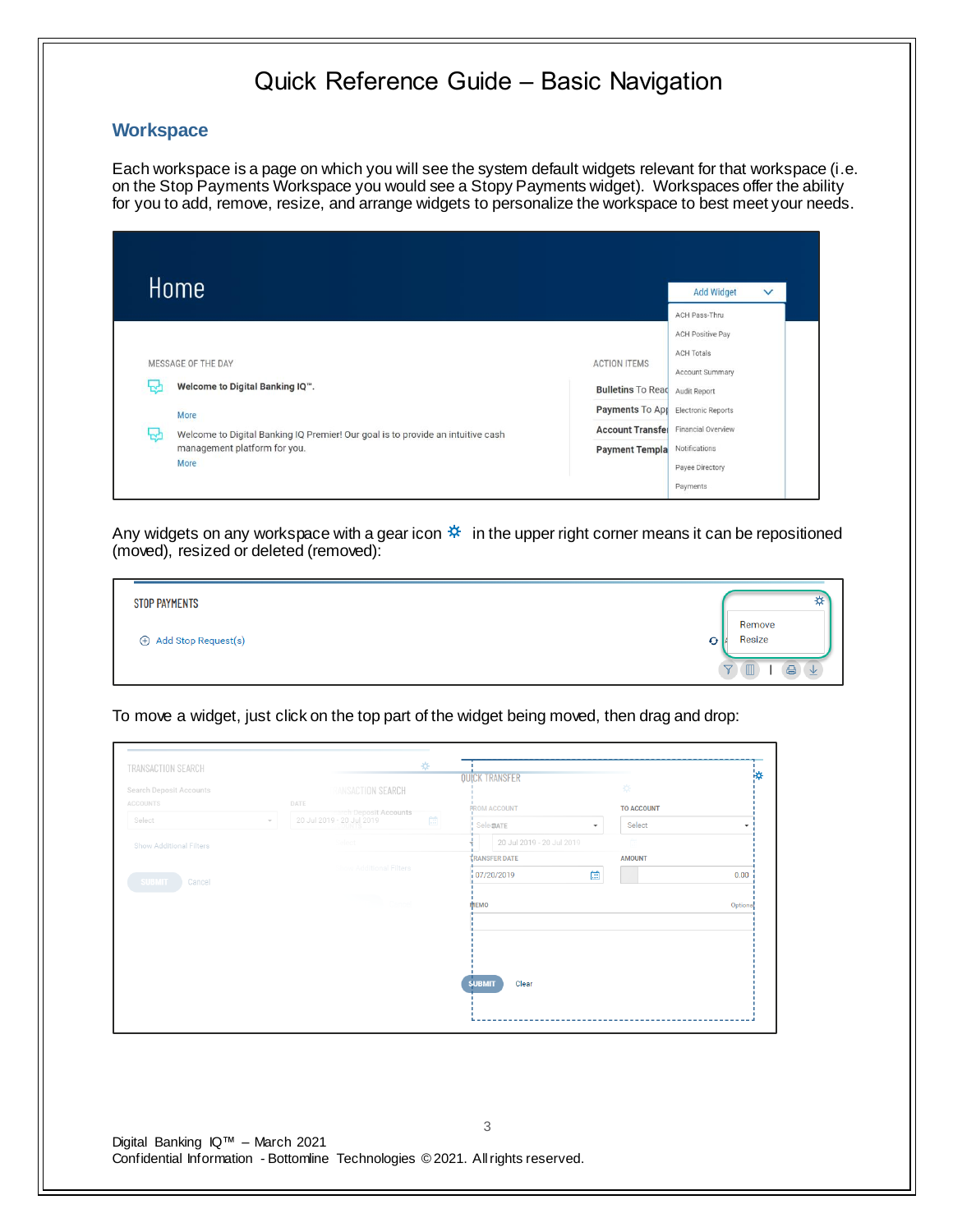# Quick Reference Guide – Basic Navigation

## Workspace

Each workspace is a page on which you will see the system default widgets relevant for that workspace (i.e. on the Stop Payments Workspace you would see a Stopy Payments widget). Workspaces offer the ability for you to add, remove, resize, and arrange widgets to personalize the workspace to best meet your needs.

Any widgets on any workspace with a gear icon ⚙ in the upper right corner means it can be repositioned (moved), resized or deleted (removed):

To move a widget, just click on the top part of the widget being moved, then drag and drop: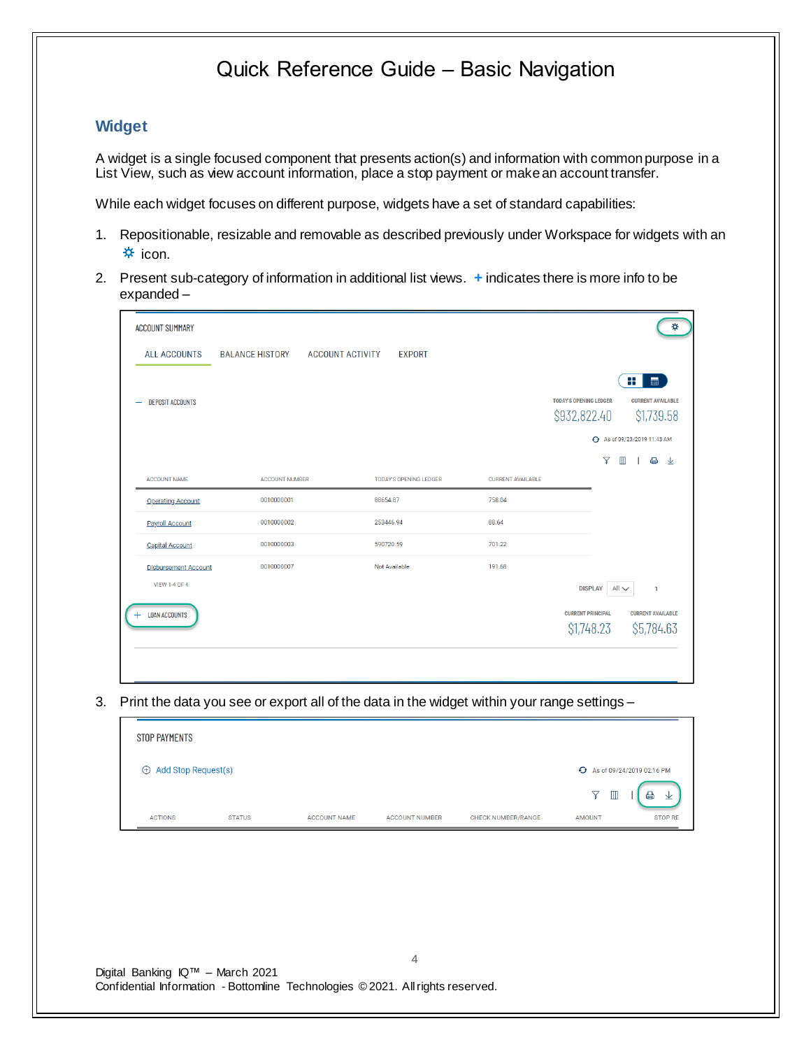# Quick Reference Guide – Basic Navigation

## Widget

A widget is a single focused component that presents action(s) and information with common purpose in a List View, such as view account information, place a stop payment or make an account transfer.

While each widget focuses on different purpose, widgets have a set of standard capabilities:

1. Repositionable, resizable and removable as described previously under Workspace for widgets with an ⚙ icon.
2. Present sub-category of information in additional list views. + indicates there is more info to be expanded –

ACCOUNT SUMMARY

ALL ACCOUNTS | BALANCE HISTORY | ACCOUNT ACTIVITY | EXPORT

— DEPOSIT ACCOUNTS

| TODAY'S OPENING LEDGER | CURRENT AVAILABLE |
|---|---|
| $932,822.40 | $1,739.58 |

As of 09/23/2019 11:43 AM

| ACCOUNT NAME | ACCOUNT NUMBER | TODAY'S OPENING LEDGER | CURRENT AVAILABLE |
|---|---|---|---|
| Operating Account | 0010000001 | 88654.87 | 758.04 |
| Payroll Account | 0010000002 | 253446.94 | 88.64 |
| Capital Account | 0010000003 | 590720.59 | 701.22 |
| Disbursement Account | 0010000007 | Not Available | 191.68 |

VIEW 1-4 OF 4 DISPLAY All 1

+ LOAN ACCOUNTS

| CURRENT PRINCIPAL | CURRENT AVAILABLE |
|---|---|
| $1,748.23 | $5,784.63 |

3. Print the data you see or export all of the data in the widget within your range settings –

STOP PAYMENTS

⊕ Add Stop Request(s)

As of 09/24/2019 02:16 PM

| ACTIONS | STATUS | ACCOUNT NAME | ACCOUNT NUMBER | CHECK NUMBER/RANGE | AMOUNT | STOP RE |
|---|---|---|---|---|---|---|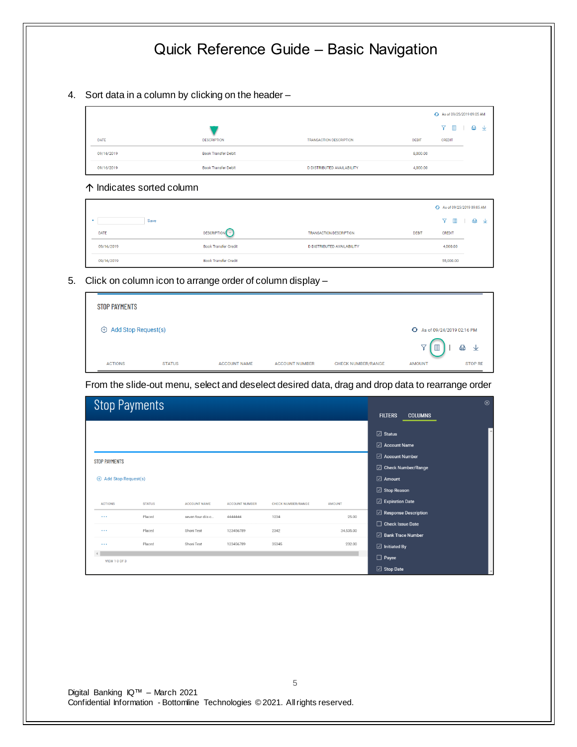# Quick Reference Guide – Basic Navigation

4. Sort data in a column by clicking on the header –

↑ Indicates sorted column

5. Click on column icon to arrange order of column display –

From the slide-out menu, select and deselect desired data, drag and drop data to rearrange order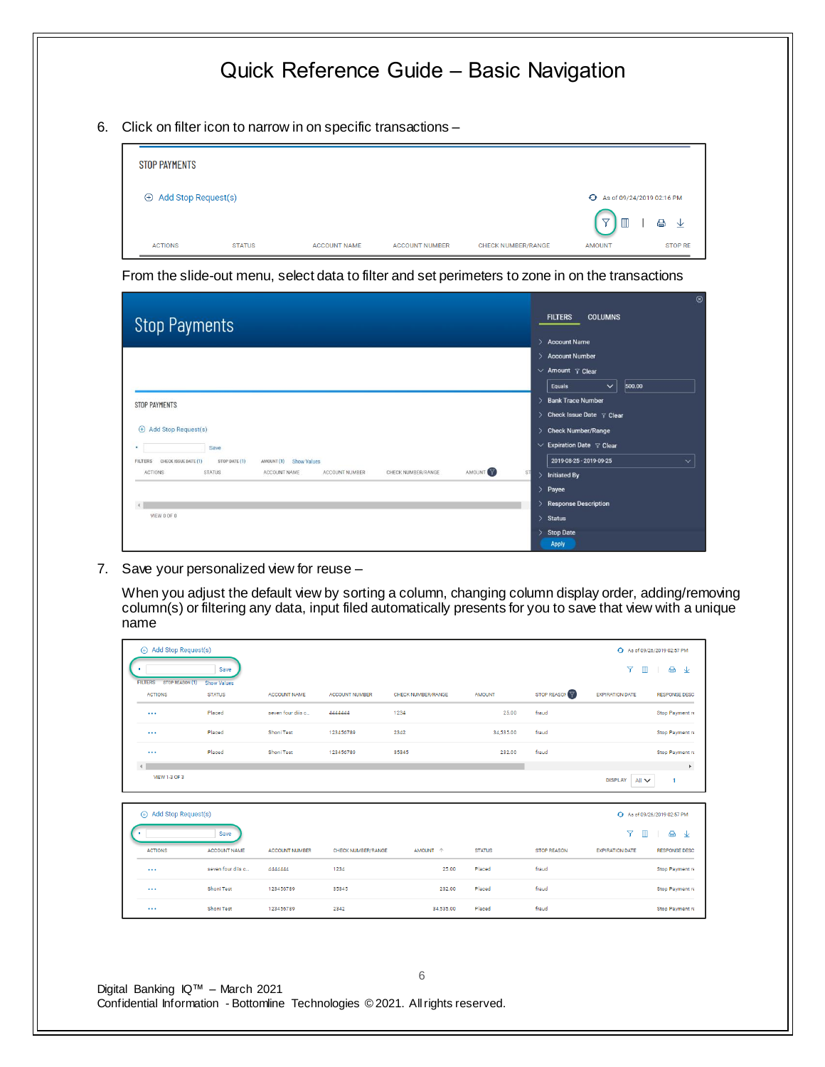6. Click on filter icon to narrow in on specific transactions –

From the slide-out menu, select data to filter and set perimeters to zone in on the transactions

7. Save your personalized view for reuse –

When you adjust the default view by sorting a column, changing column display order, adding/removing column(s) or filtering any data, input filed automatically presents for you to save that view with a unique name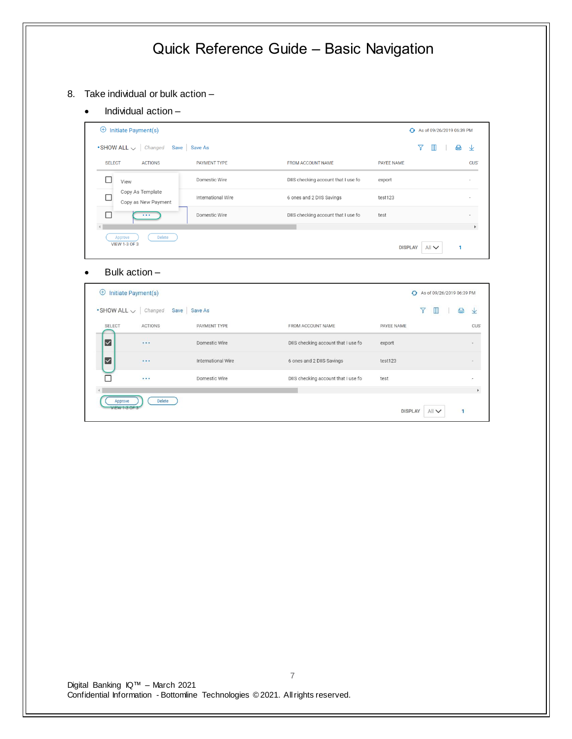8. Take individual or bulk action –

- Individual action –

- Bulk action –